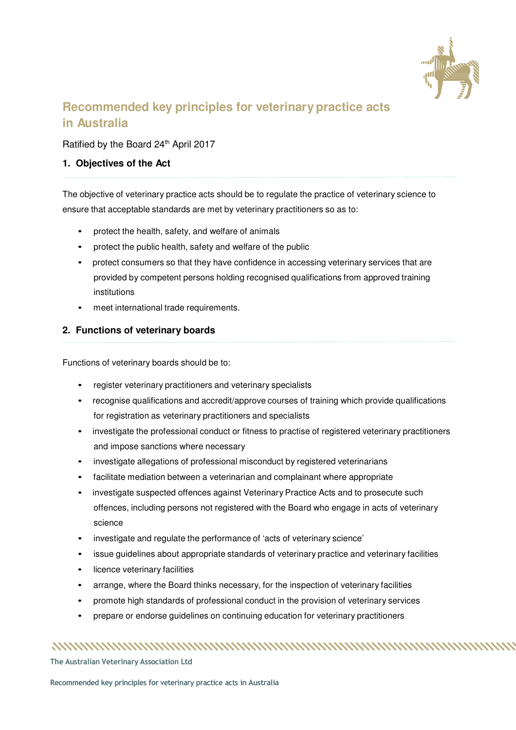# Recommended key principles for veterinary practice acts in Australia

Ratified by the Board 24th April 2017

## 1. Objectives of the Act

The objective of veterinary practice acts should be to regulate the practice of veterinary science to ensure that acceptable standards are met by veterinary practitioners so as to:

- protect the health, safety, and welfare of animals
- protect the public health, safety and welfare of the public
- protect consumers so that they have confidence in accessing veterinary services that are provided by competent persons holding recognised qualifications from approved training institutions
- meet international trade requirements.

## 2. Functions of veterinary boards

Functions of veterinary boards should be to:

- register veterinary practitioners and veterinary specialists
- recognise qualifications and accredit/approve courses of training which provide qualifications for registration as veterinary practitioners and specialists
- investigate the professional conduct or fitness to practise of registered veterinary practitioners and impose sanctions where necessary
- investigate allegations of professional misconduct by registered veterinarians
- facilitate mediation between a veterinarian and complainant where appropriate
- investigate suspected offences against Veterinary Practice Acts and to prosecute such offences, including persons not registered with the Board who engage in acts of veterinary science
- investigate and regulate the performance of 'acts of veterinary science'
- issue guidelines about appropriate standards of veterinary practice and veterinary facilities
- licence veterinary facilities
- arrange, where the Board thinks necessary, for the inspection of veterinary facilities
- promote high standards of professional conduct in the provision of veterinary services
- prepare or endorse guidelines on continuing education for veterinary practitioners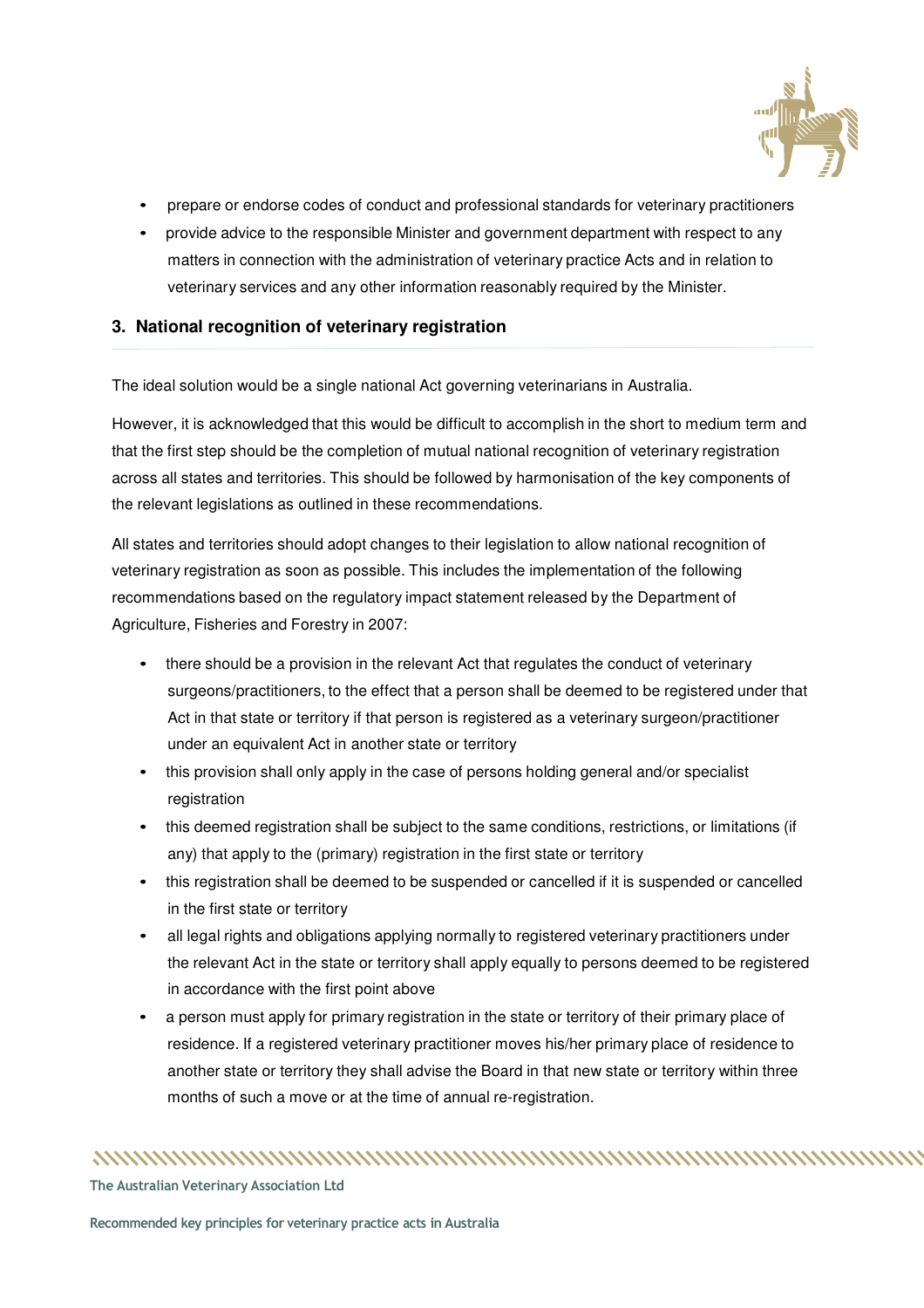- prepare or endorse codes of conduct and professional standards for veterinary practitioners
- provide advice to the responsible Minister and government department with respect to any matters in connection with the administration of veterinary practice Acts and in relation to veterinary services and any other information reasonably required by the Minister.

## 3. National recognition of veterinary registration

The ideal solution would be a single national Act governing veterinarians in Australia.

However, it is acknowledged that this would be difficult to accomplish in the short to medium term and that the first step should be the completion of mutual national recognition of veterinary registration across all states and territories. This should be followed by harmonisation of the key components of the relevant legislations as outlined in these recommendations.

All states and territories should adopt changes to their legislation to allow national recognition of veterinary registration as soon as possible. This includes the implementation of the following recommendations based on the regulatory impact statement released by the Department of Agriculture, Fisheries and Forestry in 2007:

- there should be a provision in the relevant Act that regulates the conduct of veterinary surgeons/practitioners, to the effect that a person shall be deemed to be registered under that Act in that state or territory if that person is registered as a veterinary surgeon/practitioner under an equivalent Act in another state or territory
- this provision shall only apply in the case of persons holding general and/or specialist registration
- this deemed registration shall be subject to the same conditions, restrictions, or limitations (if any) that apply to the (primary) registration in the first state or territory
- this registration shall be deemed to be suspended or cancelled if it is suspended or cancelled in the first state or territory
- all legal rights and obligations applying normally to registered veterinary practitioners under the relevant Act in the state or territory shall apply equally to persons deemed to be registered in accordance with the first point above
- a person must apply for primary registration in the state or territory of their primary place of residence. If a registered veterinary practitioner moves his/her primary place of residence to another state or territory they shall advise the Board in that new state or territory within three months of such a move or at the time of annual re-registration.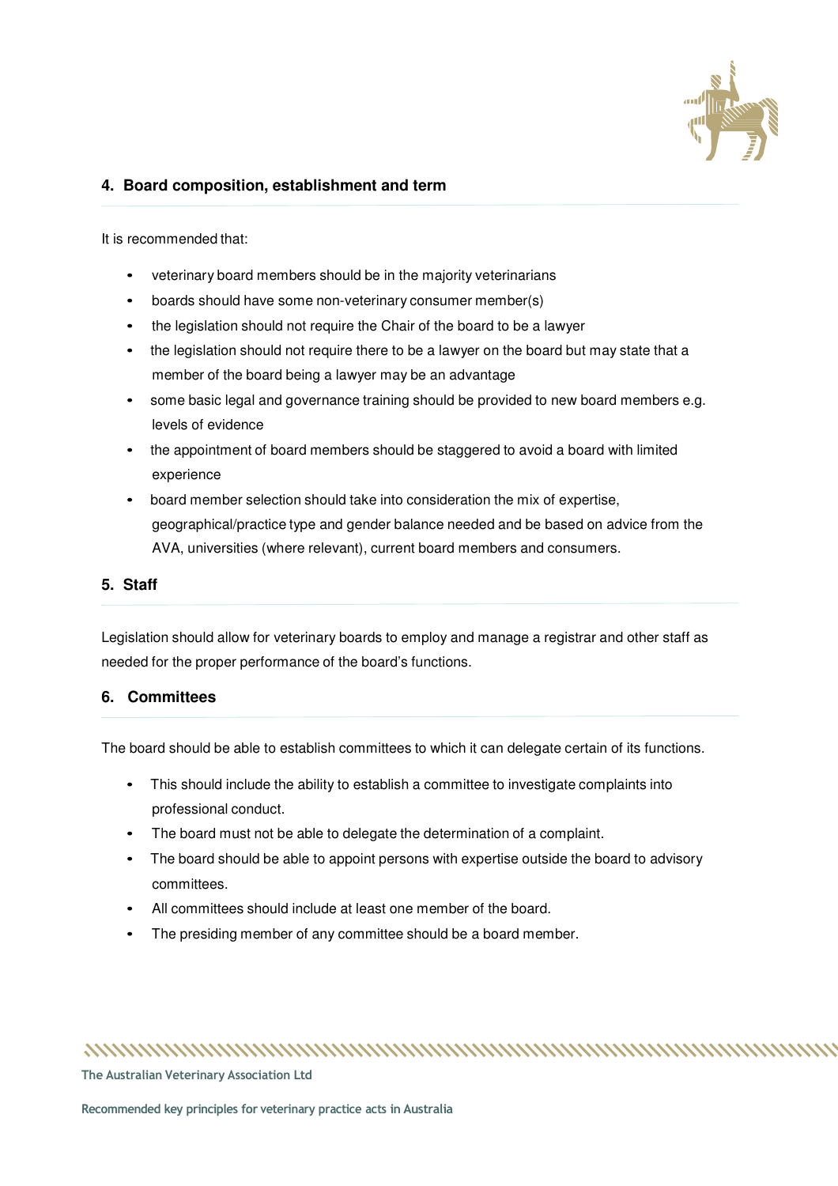## 4. Board composition, establishment and term

It is recommended that:

- veterinary board members should be in the majority veterinarians
- boards should have some non-veterinary consumer member(s)
- the legislation should not require the Chair of the board to be a lawyer
- the legislation should not require there to be a lawyer on the board but may state that a member of the board being a lawyer may be an advantage
- some basic legal and governance training should be provided to new board members e.g. levels of evidence
- the appointment of board members should be staggered to avoid a board with limited experience
- board member selection should take into consideration the mix of expertise, geographical/practice type and gender balance needed and be based on advice from the AVA, universities (where relevant), current board members and consumers.

## 5. Staff

Legislation should allow for veterinary boards to employ and manage a registrar and other staff as needed for the proper performance of the board's functions.

## 6. Committees

The board should be able to establish committees to which it can delegate certain of its functions.

- This should include the ability to establish a committee to investigate complaints into professional conduct.
- The board must not be able to delegate the determination of a complaint.
- The board should be able to appoint persons with expertise outside the board to advisory committees.
- All committees should include at least one member of the board.
- The presiding member of any committee should be a board member.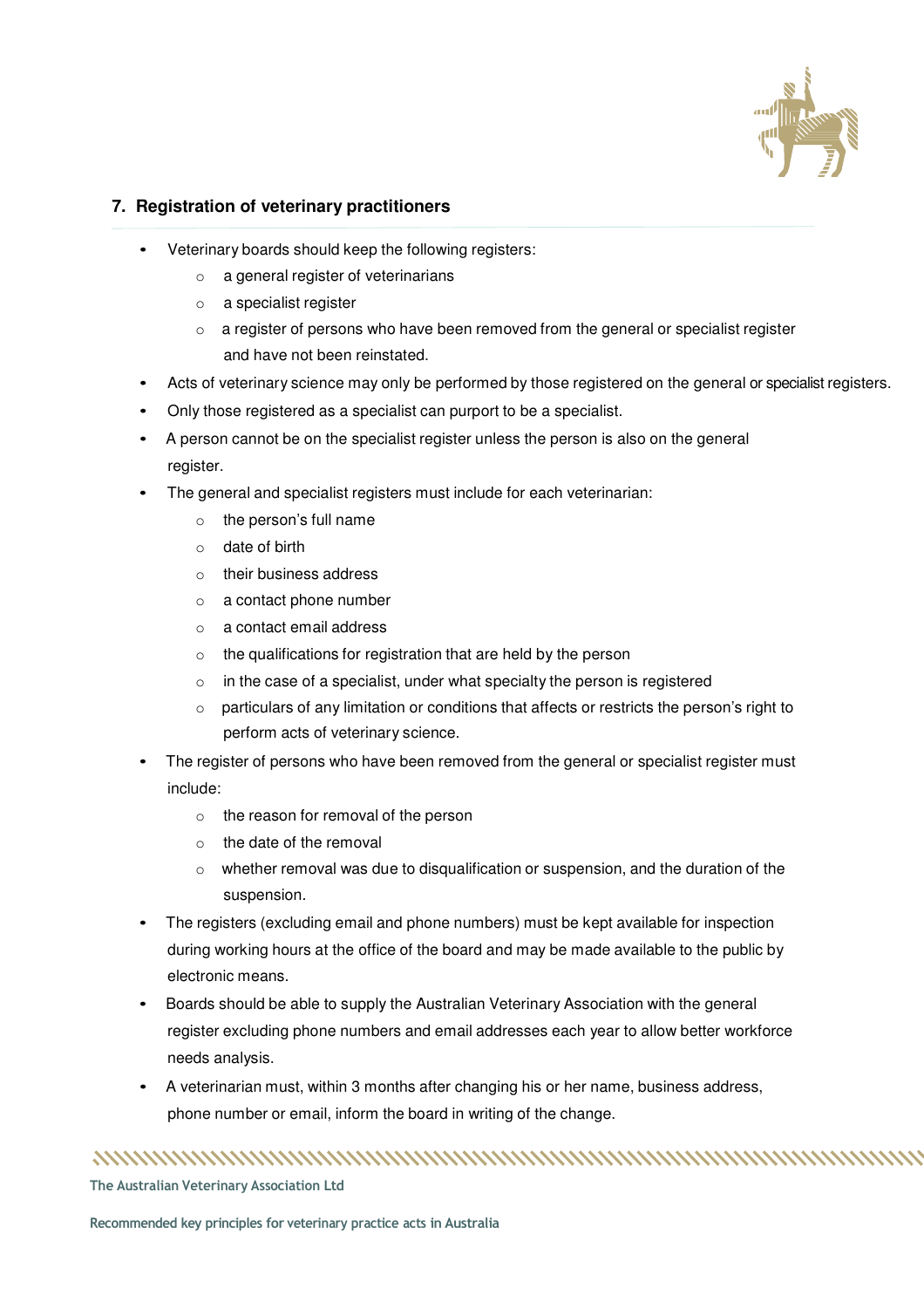## 7. Registration of veterinary practitioners

- Veterinary boards should keep the following registers:
  - a general register of veterinarians
  - a specialist register
  - a register of persons who have been removed from the general or specialist register and have not been reinstated.
- Acts of veterinary science may only be performed by those registered on the general or specialist registers.
- Only those registered as a specialist can purport to be a specialist.
- A person cannot be on the specialist register unless the person is also on the general register.
- The general and specialist registers must include for each veterinarian:
  - the person's full name
  - date of birth
  - their business address
  - a contact phone number
  - a contact email address
  - the qualifications for registration that are held by the person
  - in the case of a specialist, under what specialty the person is registered
  - particulars of any limitation or conditions that affects or restricts the person's right to perform acts of veterinary science.
- The register of persons who have been removed from the general or specialist register must include:
  - the reason for removal of the person
  - the date of the removal
  - whether removal was due to disqualification or suspension, and the duration of the suspension.
- The registers (excluding email and phone numbers) must be kept available for inspection during working hours at the office of the board and may be made available to the public by electronic means.
- Boards should be able to supply the Australian Veterinary Association with the general register excluding phone numbers and email addresses each year to allow better workforce needs analysis.
- A veterinarian must, within 3 months after changing his or her name, business address, phone number or email, inform the board in writing of the change.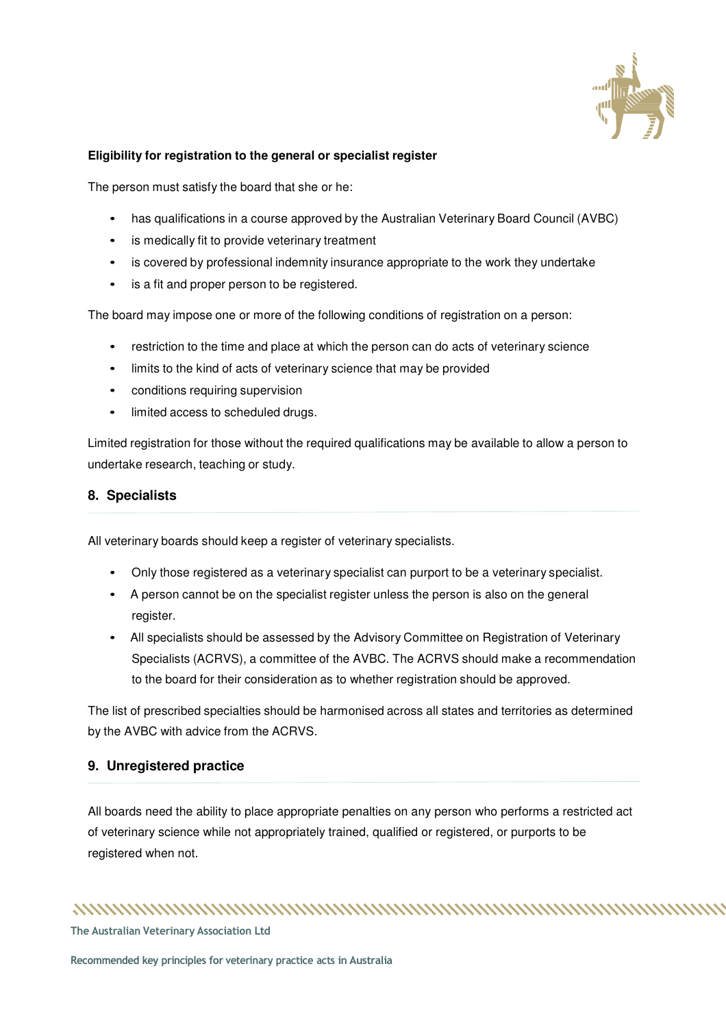**Eligibility for registration to the general or specialist register**

The person must satisfy the board that she or he:

- has qualifications in a course approved by the Australian Veterinary Board Council (AVBC)
- is medically fit to provide veterinary treatment
- is covered by professional indemnity insurance appropriate to the work they undertake
- is a fit and proper person to be registered.

The board may impose one or more of the following conditions of registration on a person:

- restriction to the time and place at which the person can do acts of veterinary science
- limits to the kind of acts of veterinary science that may be provided
- conditions requiring supervision
- limited access to scheduled drugs.

Limited registration for those without the required qualifications may be available to allow a person to undertake research, teaching or study.

## 8. Specialists

All veterinary boards should keep a register of veterinary specialists.

- Only those registered as a veterinary specialist can purport to be a veterinary specialist.
- A person cannot be on the specialist register unless the person is also on the general register.
- All specialists should be assessed by the Advisory Committee on Registration of Veterinary Specialists (ACRVS), a committee of the AVBC. The ACRVS should make a recommendation to the board for their consideration as to whether registration should be approved.

The list of prescribed specialties should be harmonised across all states and territories as determined by the AVBC with advice from the ACRVS.

## 9. Unregistered practice

All boards need the ability to place appropriate penalties on any person who performs a restricted act of veterinary science while not appropriately trained, qualified or registered, or purports to be registered when not.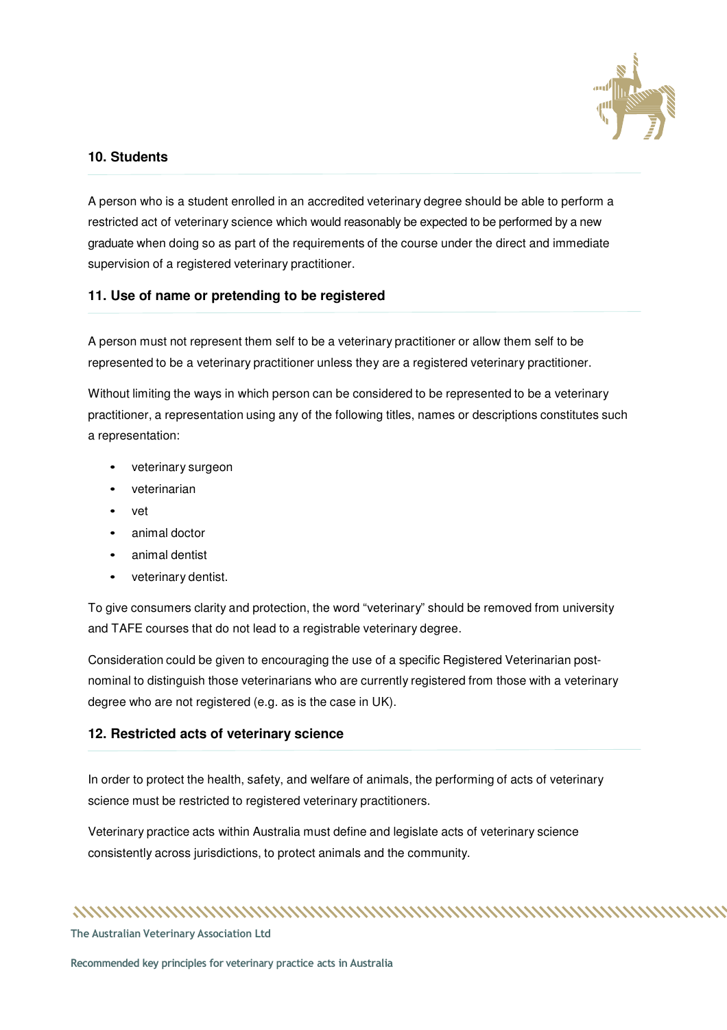## 10. Students

A person who is a student enrolled in an accredited veterinary degree should be able to perform a restricted act of veterinary science which would reasonably be expected to be performed by a new graduate when doing so as part of the requirements of the course under the direct and immediate supervision of a registered veterinary practitioner.

## 11. Use of name or pretending to be registered

A person must not represent them self to be a veterinary practitioner or allow them self to be represented to be a veterinary practitioner unless they are a registered veterinary practitioner.

Without limiting the ways in which person can be considered to be represented to be a veterinary practitioner, a representation using any of the following titles, names or descriptions constitutes such a representation:

- veterinary surgeon
- veterinarian
- vet
- animal doctor
- animal dentist
- veterinary dentist.

To give consumers clarity and protection, the word "veterinary" should be removed from university and TAFE courses that do not lead to a registrable veterinary degree.

Consideration could be given to encouraging the use of a specific Registered Veterinarian post-nominal to distinguish those veterinarians who are currently registered from those with a veterinary degree who are not registered (e.g. as is the case in UK).

## 12. Restricted acts of veterinary science

In order to protect the health, safety, and welfare of animals, the performing of acts of veterinary science must be restricted to registered veterinary practitioners.

Veterinary practice acts within Australia must define and legislate acts of veterinary science consistently across jurisdictions, to protect animals and the community.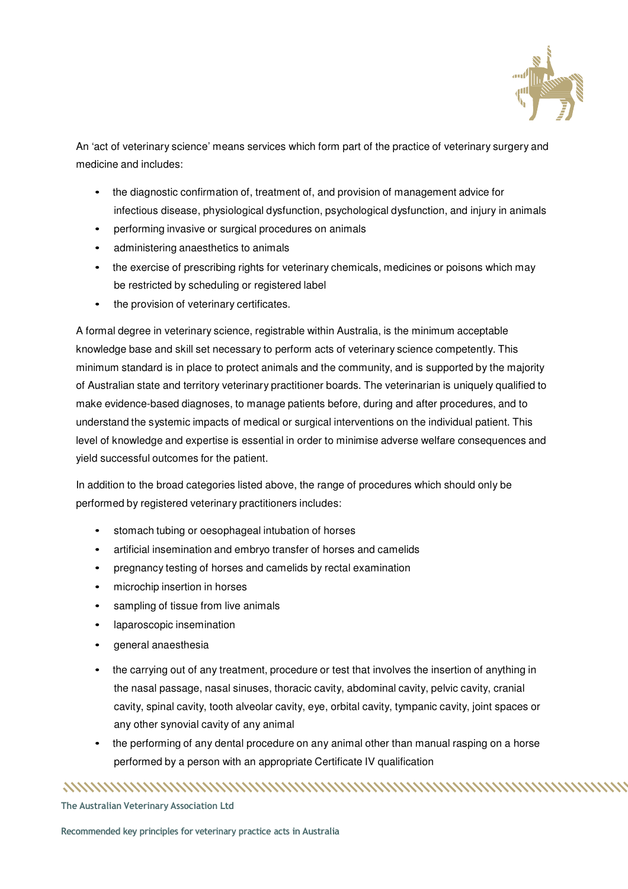An 'act of veterinary science' means services which form part of the practice of veterinary surgery and medicine and includes:

- the diagnostic confirmation of, treatment of, and provision of management advice for infectious disease, physiological dysfunction, psychological dysfunction, and injury in animals
- performing invasive or surgical procedures on animals
- administering anaesthetics to animals
- the exercise of prescribing rights for veterinary chemicals, medicines or poisons which may be restricted by scheduling or registered label
- the provision of veterinary certificates.

A formal degree in veterinary science, registrable within Australia, is the minimum acceptable knowledge base and skill set necessary to perform acts of veterinary science competently. This minimum standard is in place to protect animals and the community, and is supported by the majority of Australian state and territory veterinary practitioner boards. The veterinarian is uniquely qualified to make evidence-based diagnoses, to manage patients before, during and after procedures, and to understand the systemic impacts of medical or surgical interventions on the individual patient. This level of knowledge and expertise is essential in order to minimise adverse welfare consequences and yield successful outcomes for the patient.

In addition to the broad categories listed above, the range of procedures which should only be performed by registered veterinary practitioners includes:

- stomach tubing or oesophageal intubation of horses
- artificial insemination and embryo transfer of horses and camelids
- pregnancy testing of horses and camelids by rectal examination
- microchip insertion in horses
- sampling of tissue from live animals
- laparoscopic insemination
- general anaesthesia
- the carrying out of any treatment, procedure or test that involves the insertion of anything in the nasal passage, nasal sinuses, thoracic cavity, abdominal cavity, pelvic cavity, cranial cavity, spinal cavity, tooth alveolar cavity, eye, orbital cavity, tympanic cavity, joint spaces or any other synovial cavity of any animal
- the performing of any dental procedure on any animal other than manual rasping on a horse performed by a person with an appropriate Certificate IV qualification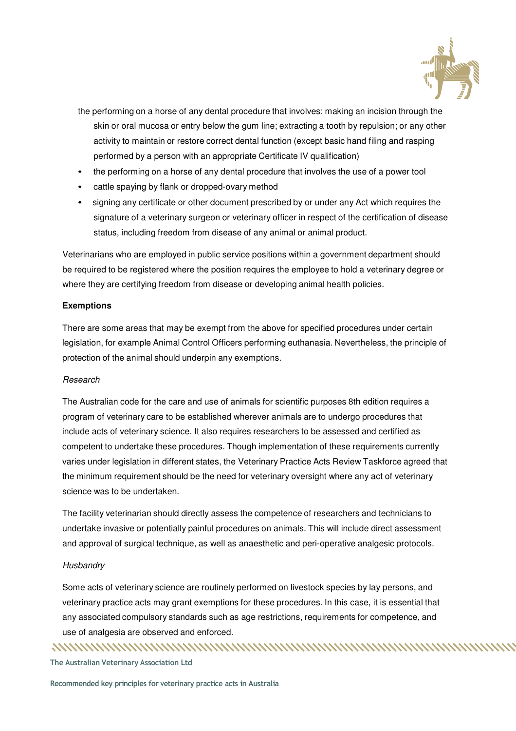- the performing on a horse of any dental procedure that involves: making an incision through the skin or oral mucosa or entry below the gum line; extracting a tooth by repulsion; or any other activity to maintain or restore correct dental function (except basic hand filing and rasping performed by a person with an appropriate Certificate IV qualification)
- the performing on a horse of any dental procedure that involves the use of a power tool
- cattle spaying by flank or dropped-ovary method
- signing any certificate or other document prescribed by or under any Act which requires the signature of a veterinary surgeon or veterinary officer in respect of the certification of disease status, including freedom from disease of any animal or animal product.

Veterinarians who are employed in public service positions within a government department should be required to be registered where the position requires the employee to hold a veterinary degree or where they are certifying freedom from disease or developing animal health policies.

**Exemptions**

There are some areas that may be exempt from the above for specified procedures under certain legislation, for example Animal Control Officers performing euthanasia. Nevertheless, the principle of protection of the animal should underpin any exemptions.

*Research*

The Australian code for the care and use of animals for scientific purposes 8th edition requires a program of veterinary care to be established wherever animals are to undergo procedures that include acts of veterinary science. It also requires researchers to be assessed and certified as competent to undertake these procedures. Though implementation of these requirements currently varies under legislation in different states, the Veterinary Practice Acts Review Taskforce agreed that the minimum requirement should be the need for veterinary oversight where any act of veterinary science was to be undertaken.

The facility veterinarian should directly assess the competence of researchers and technicians to undertake invasive or potentially painful procedures on animals. This will include direct assessment and approval of surgical technique, as well as anaesthetic and peri-operative analgesic protocols.

*Husbandry*

Some acts of veterinary science are routinely performed on livestock species by lay persons, and veterinary practice acts may grant exemptions for these procedures. In this case, it is essential that any associated compulsory standards such as age restrictions, requirements for competence, and use of analgesia are observed and enforced.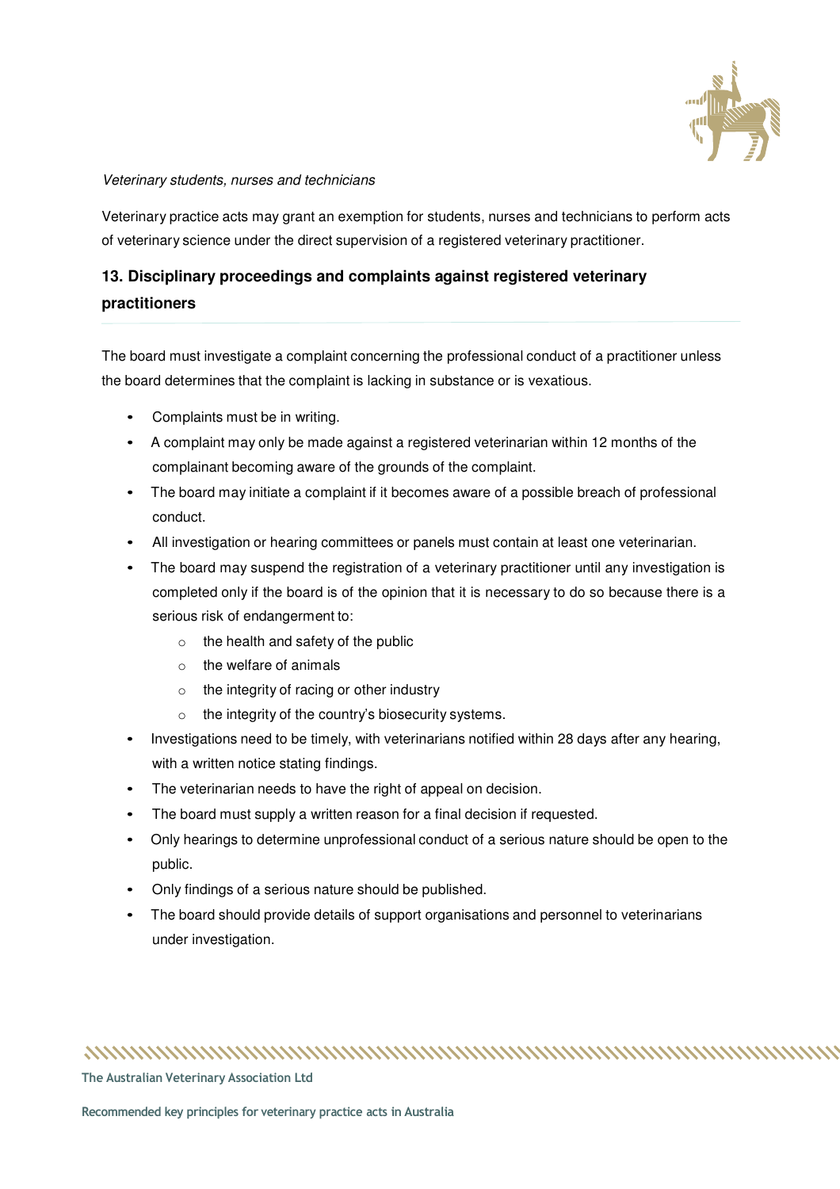*Veterinary students, nurses and technicians*

Veterinary practice acts may grant an exemption for students, nurses and technicians to perform acts of veterinary science under the direct supervision of a registered veterinary practitioner.

## 13. Disciplinary proceedings and complaints against registered veterinary practitioners

The board must investigate a complaint concerning the professional conduct of a practitioner unless the board determines that the complaint is lacking in substance or is vexatious.

- Complaints must be in writing.
- A complaint may only be made against a registered veterinarian within 12 months of the complainant becoming aware of the grounds of the complaint.
- The board may initiate a complaint if it becomes aware of a possible breach of professional conduct.
- All investigation or hearing committees or panels must contain at least one veterinarian.
- The board may suspend the registration of a veterinary practitioner until any investigation is completed only if the board is of the opinion that it is necessary to do so because there is a serious risk of endangerment to:
  - the health and safety of the public
  - the welfare of animals
  - the integrity of racing or other industry
  - the integrity of the country's biosecurity systems.
- Investigations need to be timely, with veterinarians notified within 28 days after any hearing, with a written notice stating findings.
- The veterinarian needs to have the right of appeal on decision.
- The board must supply a written reason for a final decision if requested.
- Only hearings to determine unprofessional conduct of a serious nature should be open to the public.
- Only findings of a serious nature should be published.
- The board should provide details of support organisations and personnel to veterinarians under investigation.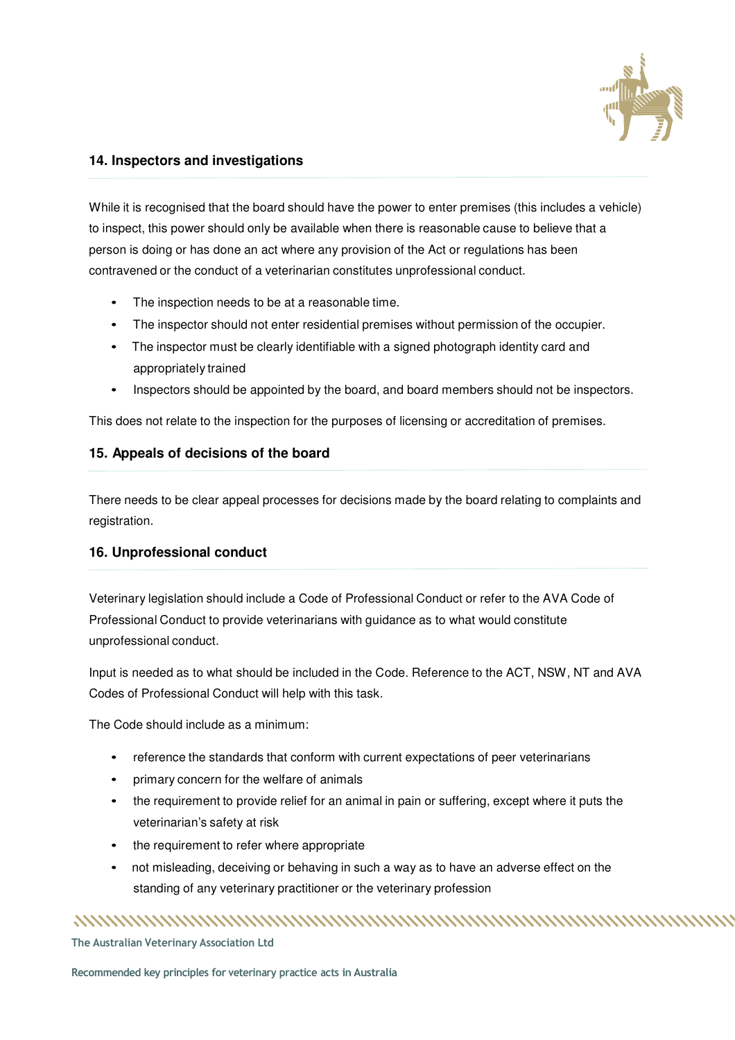## 14. Inspectors and investigations

While it is recognised that the board should have the power to enter premises (this includes a vehicle) to inspect, this power should only be available when there is reasonable cause to believe that a person is doing or has done an act where any provision of the Act or regulations has been contravened or the conduct of a veterinarian constitutes unprofessional conduct.

- The inspection needs to be at a reasonable time.
- The inspector should not enter residential premises without permission of the occupier.
- The inspector must be clearly identifiable with a signed photograph identity card and appropriately trained
- Inspectors should be appointed by the board, and board members should not be inspectors.

This does not relate to the inspection for the purposes of licensing or accreditation of premises.

## 15. Appeals of decisions of the board

There needs to be clear appeal processes for decisions made by the board relating to complaints and registration.

## 16. Unprofessional conduct

Veterinary legislation should include a Code of Professional Conduct or refer to the AVA Code of Professional Conduct to provide veterinarians with guidance as to what would constitute unprofessional conduct.

Input is needed as to what should be included in the Code. Reference to the ACT, NSW, NT and AVA Codes of Professional Conduct will help with this task.

The Code should include as a minimum:

- reference the standards that conform with current expectations of peer veterinarians
- primary concern for the welfare of animals
- the requirement to provide relief for an animal in pain or suffering, except where it puts the veterinarian's safety at risk
- the requirement to refer where appropriate
- not misleading, deceiving or behaving in such a way as to have an adverse effect on the standing of any veterinary practitioner or the veterinary profession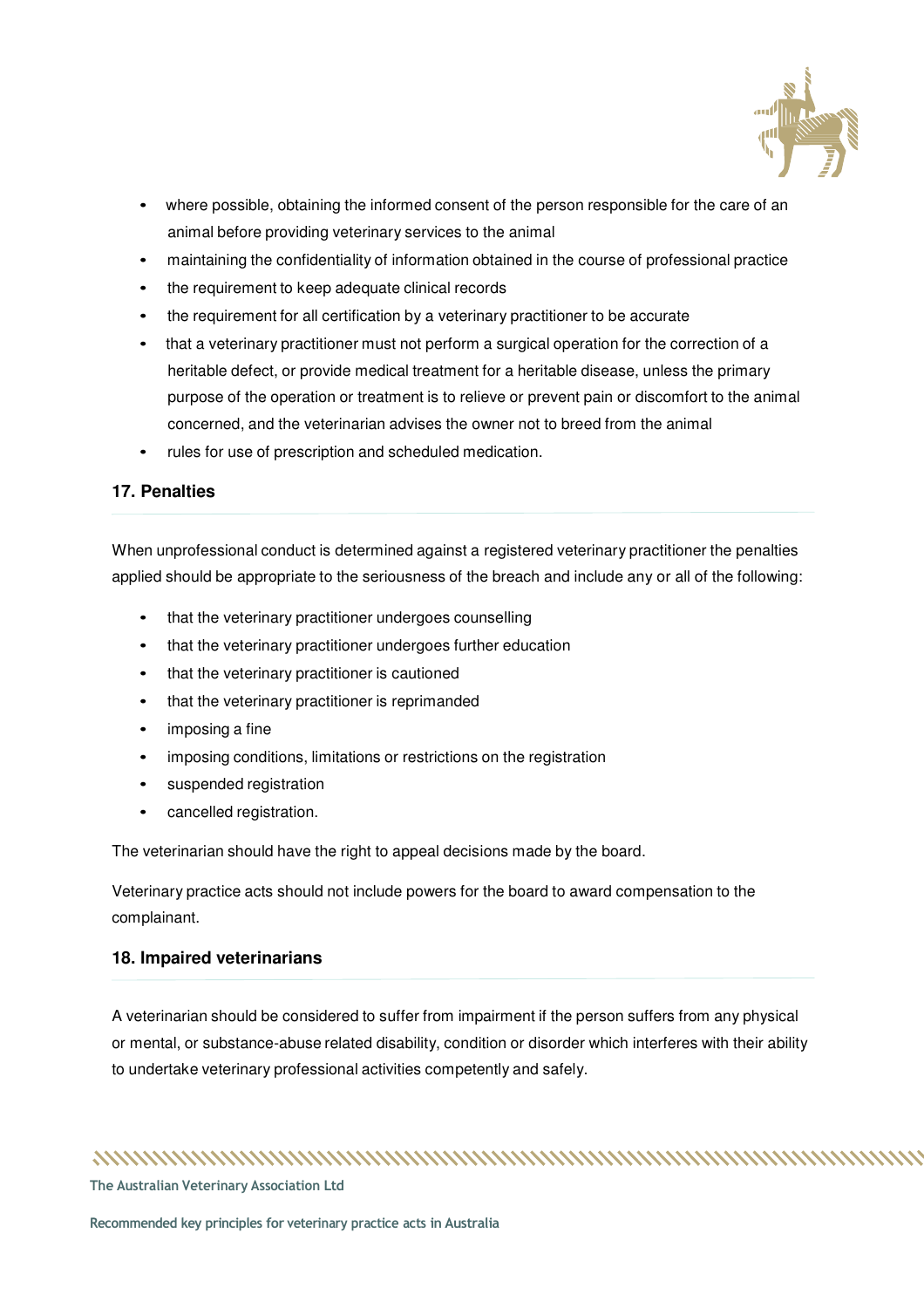- where possible, obtaining the informed consent of the person responsible for the care of an animal before providing veterinary services to the animal
- maintaining the confidentiality of information obtained in the course of professional practice
- the requirement to keep adequate clinical records
- the requirement for all certification by a veterinary practitioner to be accurate
- that a veterinary practitioner must not perform a surgical operation for the correction of a heritable defect, or provide medical treatment for a heritable disease, unless the primary purpose of the operation or treatment is to relieve or prevent pain or discomfort to the animal concerned, and the veterinarian advises the owner not to breed from the animal
- rules for use of prescription and scheduled medication.

### 17. Penalties

When unprofessional conduct is determined against a registered veterinary practitioner the penalties applied should be appropriate to the seriousness of the breach and include any or all of the following:

- that the veterinary practitioner undergoes counselling
- that the veterinary practitioner undergoes further education
- that the veterinary practitioner is cautioned
- that the veterinary practitioner is reprimanded
- imposing a fine
- imposing conditions, limitations or restrictions on the registration
- suspended registration
- cancelled registration.

The veterinarian should have the right to appeal decisions made by the board.

Veterinary practice acts should not include powers for the board to award compensation to the complainant.

### 18. Impaired veterinarians

A veterinarian should be considered to suffer from impairment if the person suffers from any physical or mental, or substance-abuse related disability, condition or disorder which interferes with their ability to undertake veterinary professional activities competently and safely.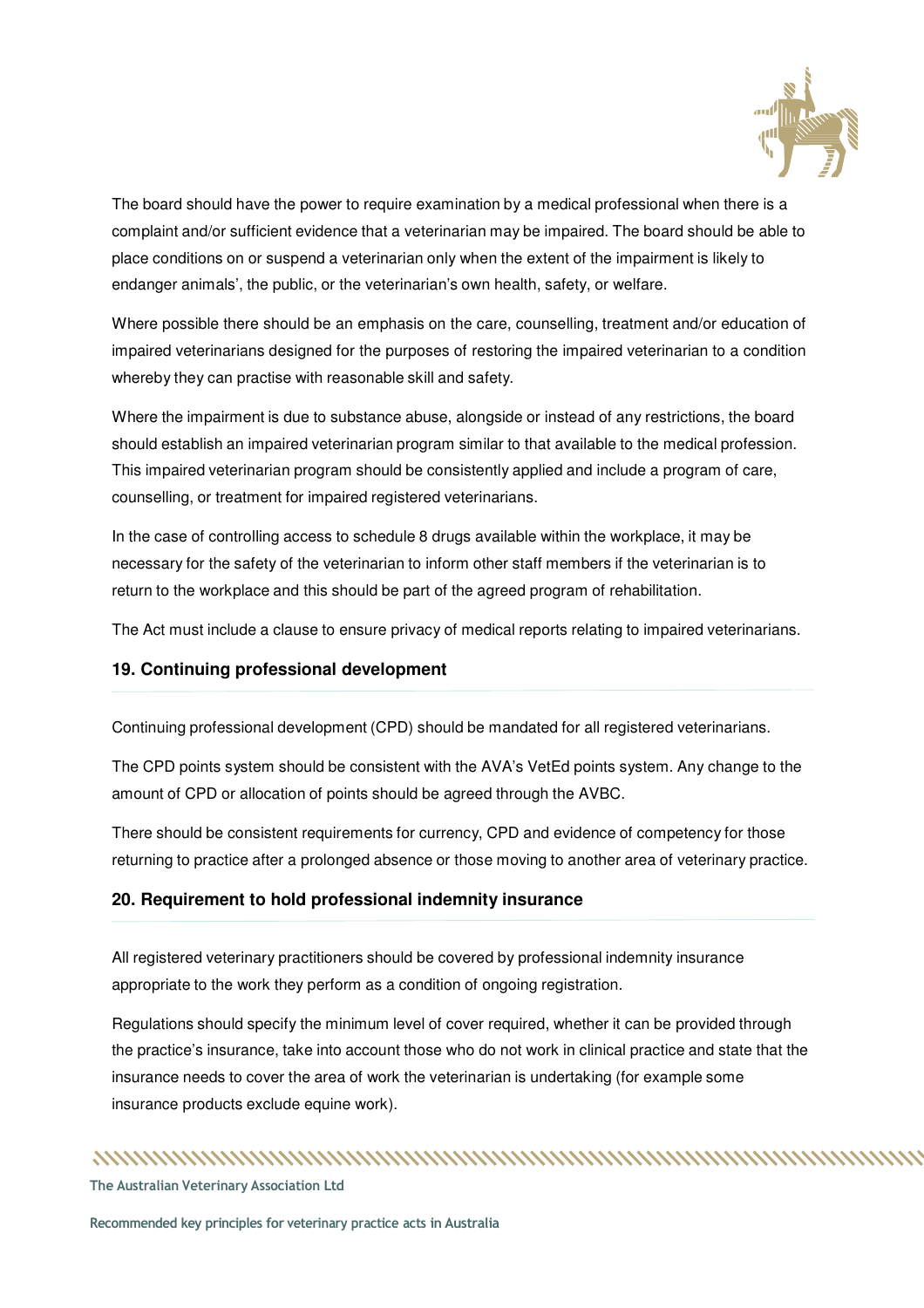The board should have the power to require examination by a medical professional when there is a complaint and/or sufficient evidence that a veterinarian may be impaired. The board should be able to place conditions on or suspend a veterinarian only when the extent of the impairment is likely to endanger animals', the public, or the veterinarian's own health, safety, or welfare.

Where possible there should be an emphasis on the care, counselling, treatment and/or education of impaired veterinarians designed for the purposes of restoring the impaired veterinarian to a condition whereby they can practise with reasonable skill and safety.

Where the impairment is due to substance abuse, alongside or instead of any restrictions, the board should establish an impaired veterinarian program similar to that available to the medical profession. This impaired veterinarian program should be consistently applied and include a program of care, counselling, or treatment for impaired registered veterinarians.

In the case of controlling access to schedule 8 drugs available within the workplace, it may be necessary for the safety of the veterinarian to inform other staff members if the veterinarian is to return to the workplace and this should be part of the agreed program of rehabilitation.

The Act must include a clause to ensure privacy of medical reports relating to impaired veterinarians.

## 19. Continuing professional development

Continuing professional development (CPD) should be mandated for all registered veterinarians.

The CPD points system should be consistent with the AVA's VetEd points system. Any change to the amount of CPD or allocation of points should be agreed through the AVBC.

There should be consistent requirements for currency, CPD and evidence of competency for those returning to practice after a prolonged absence or those moving to another area of veterinary practice.

## 20. Requirement to hold professional indemnity insurance

All registered veterinary practitioners should be covered by professional indemnity insurance appropriate to the work they perform as a condition of ongoing registration.

Regulations should specify the minimum level of cover required, whether it can be provided through the practice's insurance, take into account those who do not work in clinical practice and state that the insurance needs to cover the area of work the veterinarian is undertaking (for example some insurance products exclude equine work).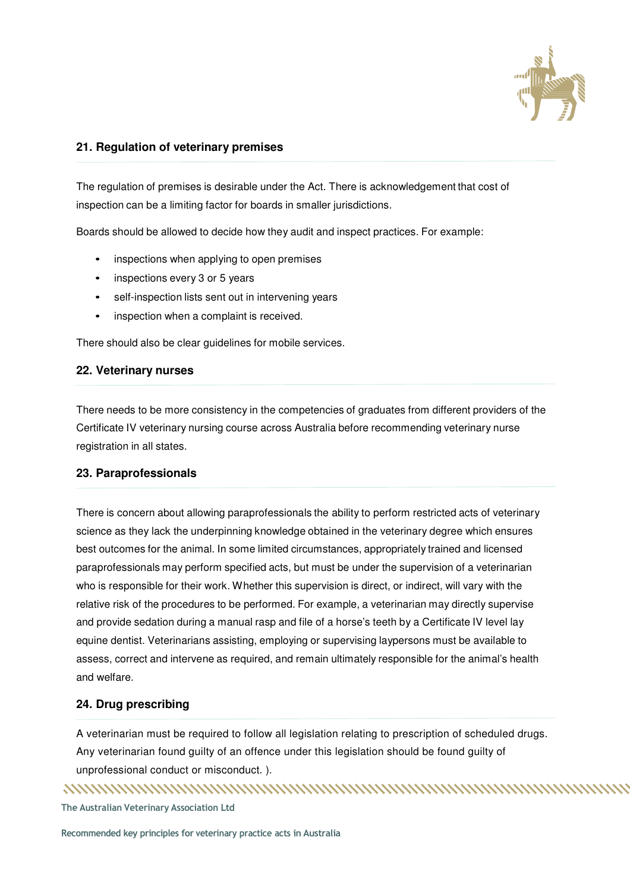## 21. Regulation of veterinary premises

The regulation of premises is desirable under the Act. There is acknowledgement that cost of inspection can be a limiting factor for boards in smaller jurisdictions.

Boards should be allowed to decide how they audit and inspect practices. For example:

- inspections when applying to open premises
- inspections every 3 or 5 years
- self-inspection lists sent out in intervening years
- inspection when a complaint is received.

There should also be clear guidelines for mobile services.

## 22. Veterinary nurses

There needs to be more consistency in the competencies of graduates from different providers of the Certificate IV veterinary nursing course across Australia before recommending veterinary nurse registration in all states.

## 23. Paraprofessionals

There is concern about allowing paraprofessionals the ability to perform restricted acts of veterinary science as they lack the underpinning knowledge obtained in the veterinary degree which ensures best outcomes for the animal. In some limited circumstances, appropriately trained and licensed paraprofessionals may perform specified acts, but must be under the supervision of a veterinarian who is responsible for their work. Whether this supervision is direct, or indirect, will vary with the relative risk of the procedures to be performed. For example, a veterinarian may directly supervise and provide sedation during a manual rasp and file of a horse's teeth by a Certificate IV level lay equine dentist. Veterinarians assisting, employing or supervising laypersons must be available to assess, correct and intervene as required, and remain ultimately responsible for the animal's health and welfare.

## 24. Drug prescribing

A veterinarian must be required to follow all legislation relating to prescription of scheduled drugs. Any veterinarian found guilty of an offence under this legislation should be found guilty of unprofessional conduct or misconduct. ).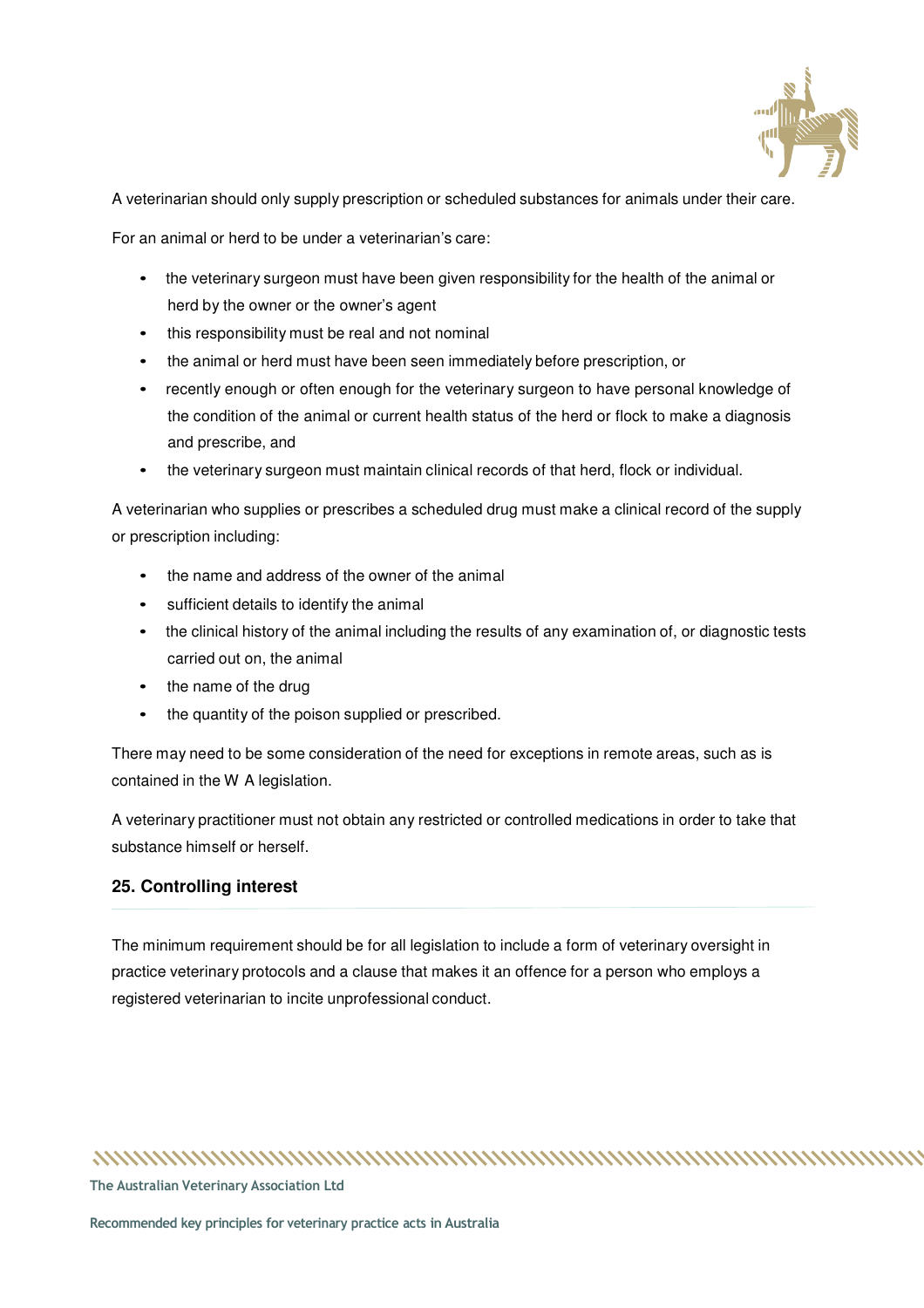A veterinarian should only supply prescription or scheduled substances for animals under their care.

For an animal or herd to be under a veterinarian's care:

- the veterinary surgeon must have been given responsibility for the health of the animal or herd by the owner or the owner's agent
- this responsibility must be real and not nominal
- the animal or herd must have been seen immediately before prescription, or
- recently enough or often enough for the veterinary surgeon to have personal knowledge of the condition of the animal or current health status of the herd or flock to make a diagnosis and prescribe, and
- the veterinary surgeon must maintain clinical records of that herd, flock or individual.

A veterinarian who supplies or prescribes a scheduled drug must make a clinical record of the supply or prescription including:

- the name and address of the owner of the animal
- sufficient details to identify the animal
- the clinical history of the animal including the results of any examination of, or diagnostic tests carried out on, the animal
- the name of the drug
- the quantity of the poison supplied or prescribed.

There may need to be some consideration of the need for exceptions in remote areas, such as is contained in the W A legislation.

A veterinary practitioner must not obtain any restricted or controlled medications in order to take that substance himself or herself.

## 25. Controlling interest

The minimum requirement should be for all legislation to include a form of veterinary oversight in practice veterinary protocols and a clause that makes it an offence for a person who employs a registered veterinarian to incite unprofessional conduct.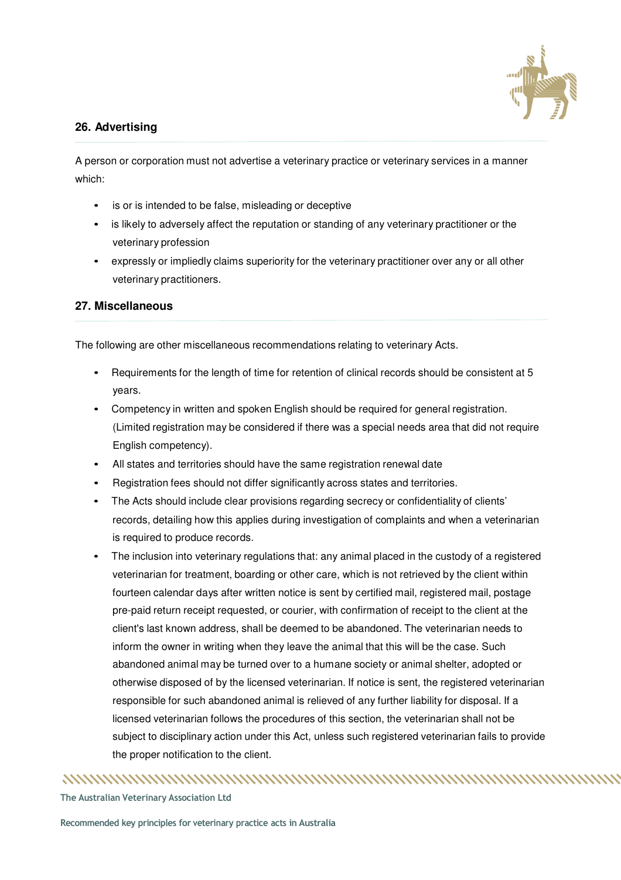## 26. Advertising

A person or corporation must not advertise a veterinary practice or veterinary services in a manner which:

- is or is intended to be false, misleading or deceptive
- is likely to adversely affect the reputation or standing of any veterinary practitioner or the veterinary profession
- expressly or impliedly claims superiority for the veterinary practitioner over any or all other veterinary practitioners.

## 27. Miscellaneous

The following are other miscellaneous recommendations relating to veterinary Acts.

- Requirements for the length of time for retention of clinical records should be consistent at 5 years.
- Competency in written and spoken English should be required for general registration. (Limited registration may be considered if there was a special needs area that did not require English competency).
- All states and territories should have the same registration renewal date
- Registration fees should not differ significantly across states and territories.
- The Acts should include clear provisions regarding secrecy or confidentiality of clients' records, detailing how this applies during investigation of complaints and when a veterinarian is required to produce records.
- The inclusion into veterinary regulations that: any animal placed in the custody of a registered veterinarian for treatment, boarding or other care, which is not retrieved by the client within fourteen calendar days after written notice is sent by certified mail, registered mail, postage pre-paid return receipt requested, or courier, with confirmation of receipt to the client at the client's last known address, shall be deemed to be abandoned. The veterinarian needs to inform the owner in writing when they leave the animal that this will be the case. Such abandoned animal may be turned over to a humane society or animal shelter, adopted or otherwise disposed of by the licensed veterinarian. If notice is sent, the registered veterinarian responsible for such abandoned animal is relieved of any further liability for disposal. If a licensed veterinarian follows the procedures of this section, the veterinarian shall not be subject to disciplinary action under this Act, unless such registered veterinarian fails to provide the proper notification to the client.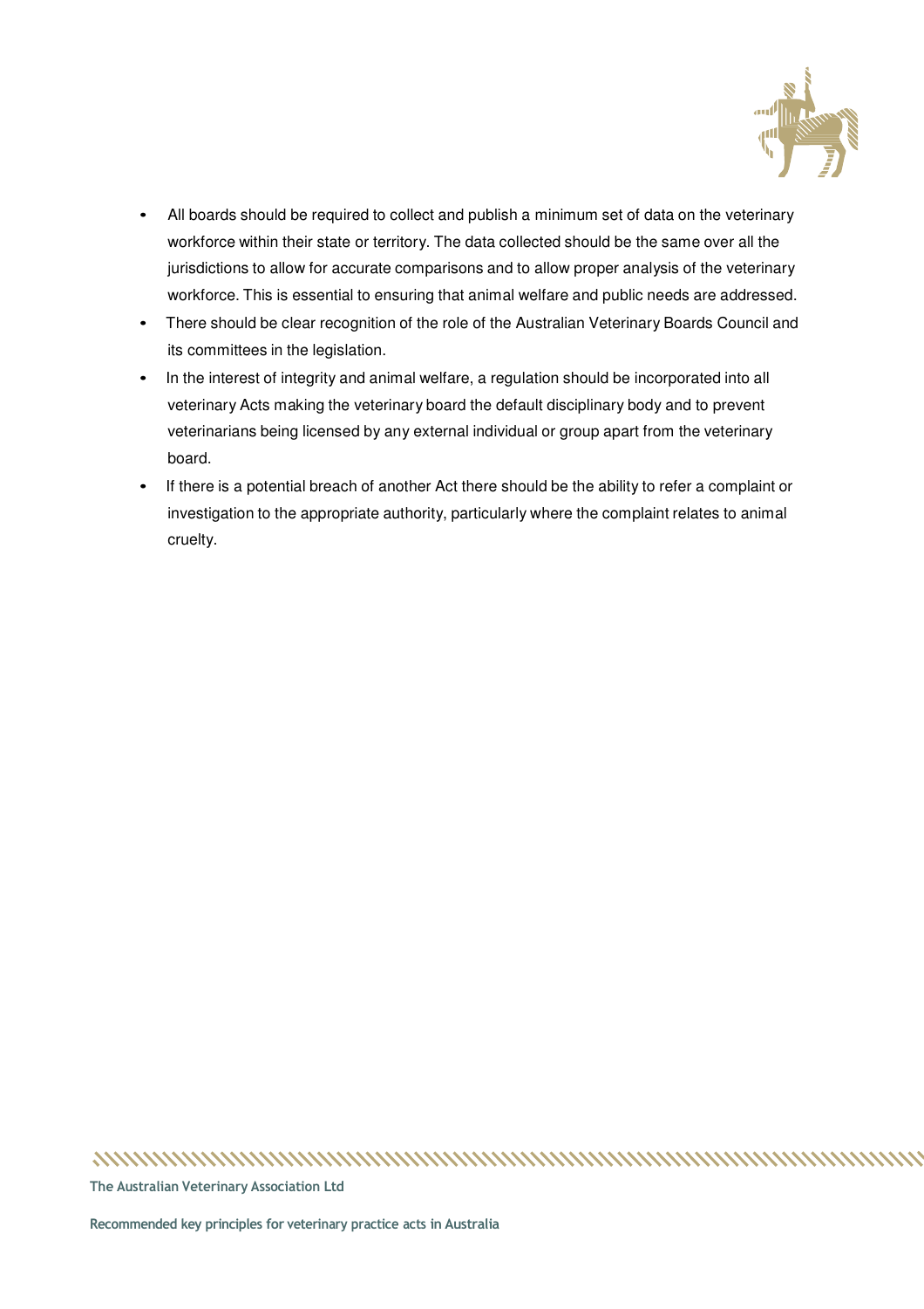- All boards should be required to collect and publish a minimum set of data on the veterinary workforce within their state or territory. The data collected should be the same over all the jurisdictions to allow for accurate comparisons and to allow proper analysis of the veterinary workforce. This is essential to ensuring that animal welfare and public needs are addressed.
- There should be clear recognition of the role of the Australian Veterinary Boards Council and its committees in the legislation.
- In the interest of integrity and animal welfare, a regulation should be incorporated into all veterinary Acts making the veterinary board the default disciplinary body and to prevent veterinarians being licensed by any external individual or group apart from the veterinary board.
- If there is a potential breach of another Act there should be the ability to refer a complaint or investigation to the appropriate authority, particularly where the complaint relates to animal cruelty.